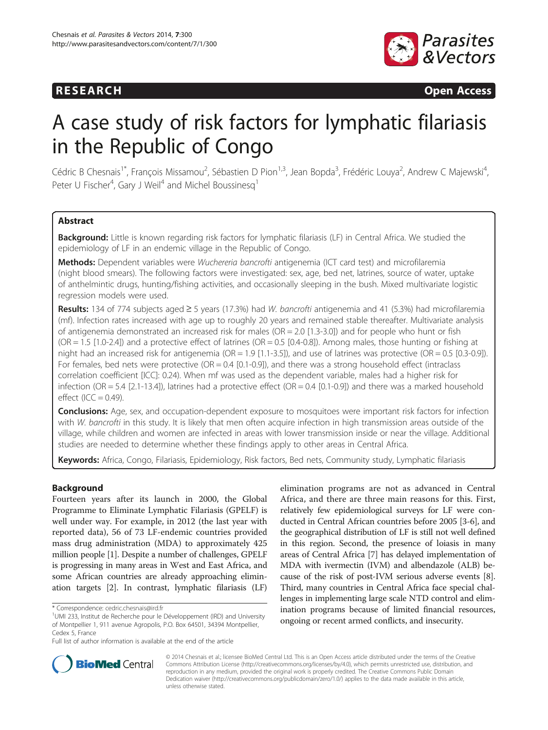**RESEARCH Open Access**

# A case study of risk factors for lymphatic filariasis in the Republic of Congo

Cédric B Chesnais[1*], François Missamou[2], Sébastien D Pion[1,3], Jean Bopda[3], Frédéric Louya[2], Andrew C Majewski[4], Peter U Fischer[4], Gary J Weil[4] and Michel Boussinesq[1]

## Abstract

**Background:** Little is known regarding risk factors for lymphatic filariasis (LF) in Central Africa. We studied the epidemiology of LF in an endemic village in the Republic of Congo.

**Methods:** Dependent variables were *Wuchereria bancrofti* antigenemia (ICT card test) and microfilaremia (night blood smears). The following factors were investigated: sex, age, bed net, latrines, source of water, uptake of anthelmintic drugs, hunting/fishing activities, and occasionally sleeping in the bush. Mixed multivariate logistic regression models were used.

**Results:** 134 of 774 subjects aged ≥ 5 years (17.3%) had *W. bancrofti* antigenemia and 41 (5.3%) had microfilaremia (mf). Infection rates increased with age up to roughly 20 years and remained stable thereafter. Multivariate analysis of antigenemia demonstrated an increased risk for males (OR = 2.0 [1.3-3.0]) and for people who hunt or fish (OR = 1.5 [1.0-2.4]) and a protective effect of latrines (OR = 0.5 [0.4-0.8]). Among males, those hunting or fishing at night had an increased risk for antigenemia (OR = 1.9 [1.1-3.5]), and use of latrines was protective (OR = 0.5 [0.3-0.9]). For females, bed nets were protective (OR = 0.4 [0.1-0.9]), and there was a strong household effect (intraclass correlation coefficient [ICC]: 0.24). When mf was used as the dependent variable, males had a higher risk for infection (OR = 5.4 [2.1-13.4]), latrines had a protective effect (OR = 0.4 [0.1-0.9]) and there was a marked household effect (ICC = 0.49).

**Conclusions:** Age, sex, and occupation-dependent exposure to mosquitoes were important risk factors for infection with *W. bancrofti* in this study. It is likely that men often acquire infection in high transmission areas outside of the village, while children and women are infected in areas with lower transmission inside or near the village. Additional studies are needed to determine whether these findings apply to other areas in Central Africa.

**Keywords:** Africa, Congo, Filariasis, Epidemiology, Risk factors, Bed nets, Community study, Lymphatic filariasis

## Background

Fourteen years after its launch in 2000, the Global Programme to Eliminate Lymphatic Filariasis (GPELF) is well under way. For example, in 2012 (the last year with reported data), 56 of 73 LF-endemic countries provided mass drug administration (MDA) to approximately 425 million people [1]. Despite a number of challenges, GPELF is progressing in many areas in West and East Africa, and some African countries are already approaching elimination targets [2]. In contrast, lymphatic filariasis (LF) elimination programs are not as advanced in Central Africa, and there are three main reasons for this. First, relatively few epidemiological surveys for LF were conducted in Central African countries before 2005 [3-6], and the geographical distribution of LF is still not well defined in this region. Second, the presence of loiasis in many areas of Central Africa [7] has delayed implementation of MDA with ivermectin (IVM) and albendazole (ALB) because of the risk of post-IVM serious adverse events [8]. Third, many countries in Central Africa face special challenges in implementing large scale NTD control and elimination programs because of limited financial resources, ongoing or recent armed conflicts, and insecurity.

\* Correspondence: cedric.chesnais@ird.fr

[1]UMI 233, Institut de Recherche pour le Développement (IRD) and University of Montpellier 1, 911 avenue Agropolis, P.O. Box 64501, 34394 Montpellier, Cedex 5, France

Full list of author information is available at the end of the article

© 2014 Chesnais et al.; licensee BioMed Central Ltd. This is an Open Access article distributed under the terms of the Creative Commons Attribution License (http://creativecommons.org/licenses/by/4.0), which permits unrestricted use, distribution, and reproduction in any medium, provided the original work is properly credited. The Creative Commons Public Domain Dedication waiver (http://creativecommons.org/publicdomain/zero/1.0/) applies to the data made available in this article, unless otherwise stated.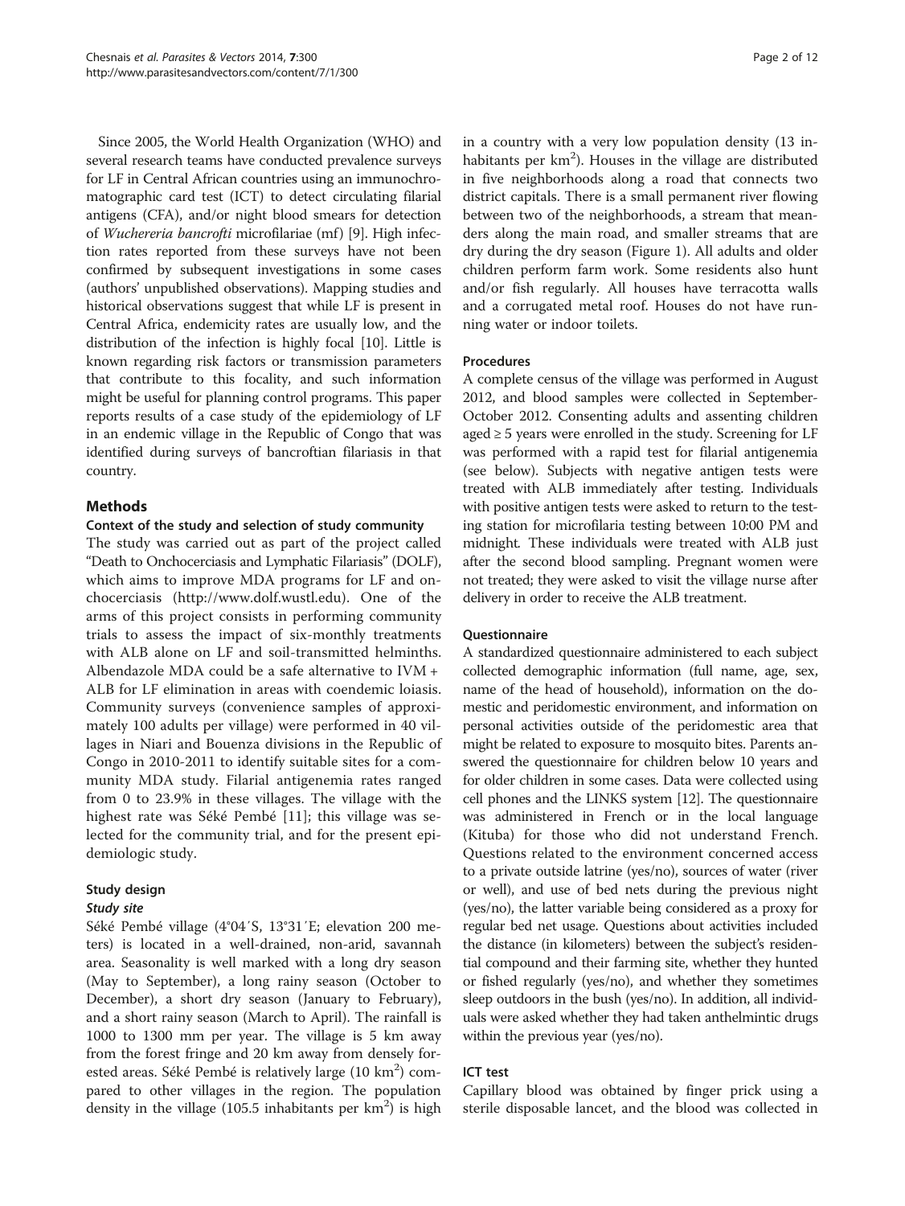Since 2005, the World Health Organization (WHO) and several research teams have conducted prevalence surveys for LF in Central African countries using an immunochromatographic card test (ICT) to detect circulating filarial antigens (CFA), and/or night blood smears for detection of *Wuchereria bancrofti* microfilariae (mf) [9]. High infection rates reported from these surveys have not been confirmed by subsequent investigations in some cases (authors' unpublished observations). Mapping studies and historical observations suggest that while LF is present in Central Africa, endemicity rates are usually low, and the distribution of the infection is highly focal [10]. Little is known regarding risk factors or transmission parameters that contribute to this focality, and such information might be useful for planning control programs. This paper reports results of a case study of the epidemiology of LF in an endemic village in the Republic of Congo that was identified during surveys of bancroftian filariasis in that country.

## Methods

### Context of the study and selection of study community

The study was carried out as part of the project called "Death to Onchocerciasis and Lymphatic Filariasis" (DOLF), which aims to improve MDA programs for LF and onchocerciasis (http://www.dolf.wustl.edu). One of the arms of this project consists in performing community trials to assess the impact of six-monthly treatments with ALB alone on LF and soil-transmitted helminths. Albendazole MDA could be a safe alternative to IVM + ALB for LF elimination in areas with coendemic loiasis. Community surveys (convenience samples of approximately 100 adults per village) were performed in 40 villages in Niari and Bouenza divisions in the Republic of Congo in 2010-2011 to identify suitable sites for a community MDA study. Filarial antigenemia rates ranged from 0 to 23.9% in these villages. The village with the highest rate was Séké Pembé [11]; this village was selected for the community trial, and for the present epidemiologic study.

### Study design

#### *Study site*

Séké Pembé village (4°04´S, 13°31´E; elevation 200 meters) is located in a well-drained, non-arid, savannah area. Seasonality is well marked with a long dry season (May to September), a long rainy season (October to December), a short dry season (January to February), and a short rainy season (March to April). The rainfall is 1000 to 1300 mm per year. The village is 5 km away from the forest fringe and 20 km away from densely forested areas. Séké Pembé is relatively large (10 $km^2$) compared to other villages in the region. The population density in the village (105.5 inhabitants per $km^2$) is high in a country with a very low population density (13 inhabitants per $km^2$). Houses in the village are distributed in five neighborhoods along a road that connects two district capitals. There is a small permanent river flowing between two of the neighborhoods, a stream that meanders along the main road, and smaller streams that are dry during the dry season (Figure 1). All adults and older children perform farm work. Some residents also hunt and/or fish regularly. All houses have terracotta walls and a corrugated metal roof. Houses do not have running water or indoor toilets.

#### Procedures

A complete census of the village was performed in August 2012, and blood samples were collected in September-October 2012. Consenting adults and assenting children aged ≥ 5 years were enrolled in the study. Screening for LF was performed with a rapid test for filarial antigenemia (see below). Subjects with negative antigen tests were treated with ALB immediately after testing. Individuals with positive antigen tests were asked to return to the testing station for microfilaria testing between 10:00 PM and midnight. These individuals were treated with ALB just after the second blood sampling. Pregnant women were not treated; they were asked to visit the village nurse after delivery in order to receive the ALB treatment.

#### Questionnaire

A standardized questionnaire administered to each subject collected demographic information (full name, age, sex, name of the head of household), information on the domestic and peridomestic environment, and information on personal activities outside of the peridomestic area that might be related to exposure to mosquito bites. Parents answered the questionnaire for children below 10 years and for older children in some cases. Data were collected using cell phones and the LINKS system [12]. The questionnaire was administered in French or in the local language (Kituba) for those who did not understand French. Questions related to the environment concerned access to a private outside latrine (yes/no), sources of water (river or well), and use of bed nets during the previous night (yes/no), the latter variable being considered as a proxy for regular bed net usage. Questions about activities included the distance (in kilometers) between the subject's residential compound and their farming site, whether they hunted or fished regularly (yes/no), and whether they sometimes sleep outdoors in the bush (yes/no). In addition, all individuals were asked whether they had taken anthelmintic drugs within the previous year (yes/no).

#### ICT test

Capillary blood was obtained by finger prick using a sterile disposable lancet, and the blood was collected in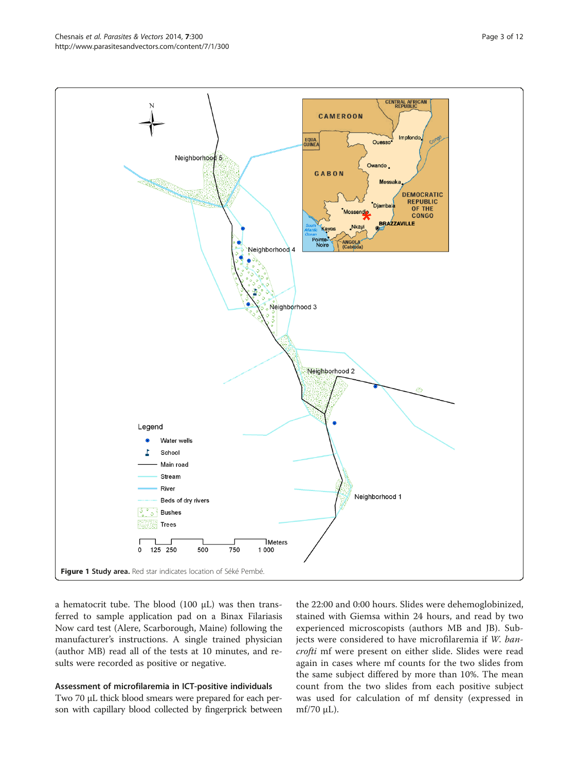**Figure 1 Study area.** Red star indicates location of Séké Pembé.

a hematocrit tube. The blood (100 μL) was then transferred to sample application pad on a Binax Filariasis Now card test (Alere, Scarborough, Maine) following the manufacturer's instructions. A single trained physician (author MB) read all of the tests at 10 minutes, and results were recorded as positive or negative.

### Assessment of microfilaremia in ICT-positive individuals

Two 70 μL thick blood smears were prepared for each person with capillary blood collected by fingerprick between the 22:00 and 0:00 hours. Slides were dehemoglobinized, stained with Giemsa within 24 hours, and read by two experienced microscopists (authors MB and JB). Subjects were considered to have microfilaremia if *W. bancrofti* mf were present on either slide. Slides were read again in cases where mf counts for the two slides from the same subject differed by more than 10%. The mean count from the two slides from each positive subject was used for calculation of mf density (expressed in mf/70 μL).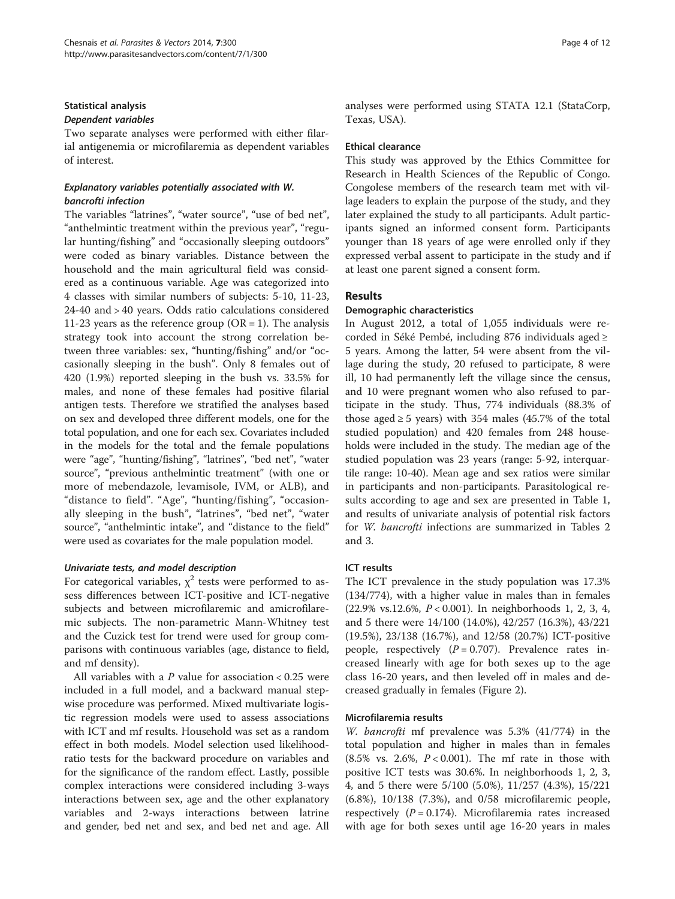### Statistical analysis

#### *Dependent variables*

Two separate analyses were performed with either filarial antigenemia or microfilaremia as dependent variables of interest.

#### *Explanatory variables potentially associated with W. bancrofti infection*

The variables "latrines", "water source", "use of bed net", "anthelmintic treatment within the previous year", "regular hunting/fishing" and "occasionally sleeping outdoors" were coded as binary variables. Distance between the household and the main agricultural field was considered as a continuous variable. Age was categorized into 4 classes with similar numbers of subjects: 5-10, 11-23, 24-40 and > 40 years. Odds ratio calculations considered 11-23 years as the reference group (OR = 1). The analysis strategy took into account the strong correlation between three variables: sex, "hunting/fishing" and/or "occasionally sleeping in the bush". Only 8 females out of 420 (1.9%) reported sleeping in the bush vs. 33.5% for males, and none of these females had positive filarial antigen tests. Therefore we stratified the analyses based on sex and developed three different models, one for the total population, and one for each sex. Covariates included in the models for the total and the female populations were "age", "hunting/fishing", "latrines", "bed net", "water source", "previous anthelmintic treatment" (with one or more of mebendazole, levamisole, IVM, or ALB), and "distance to field". "Age", "hunting/fishing", "occasionally sleeping in the bush", "latrines", "bed net", "water source", "anthelmintic intake", and "distance to the field" were used as covariates for the male population model.

#### *Univariate tests, and model description*

For categorical variables, $\chi^2$ tests were performed to assess differences between ICT-positive and ICT-negative subjects and between microfilaremic and amicrofilaremic subjects. The non-parametric Mann-Whitney test and the Cuzick test for trend were used for group comparisons with continuous variables (age, distance to field, and mf density).

All variables with a $P$ value for association < 0.25 were included in a full model, and a backward manual stepwise procedure was performed. Mixed multivariate logistic regression models were used to assess associations with ICT and mf results. Household was set as a random effect in both models. Model selection used likelihood-ratio tests for the backward procedure on variables and for the significance of the random effect. Lastly, possible complex interactions were considered including 3-ways interactions between sex, age and the other explanatory variables and 2-ways interactions between latrine and gender, bed net and sex, and bed net and age. All analyses were performed using STATA 12.1 (StataCorp, Texas, USA).

### Ethical clearance

This study was approved by the Ethics Committee for Research in Health Sciences of the Republic of Congo. Congolese members of the research team met with village leaders to explain the purpose of the study, and they later explained the study to all participants. Adult participants signed an informed consent form. Participants younger than 18 years of age were enrolled only if they expressed verbal assent to participate in the study and if at least one parent signed a consent form.

## Results

### Demographic characteristics

In August 2012, a total of 1,055 individuals were recorded in Séké Pembé, including 876 individuals aged ≥ 5 years. Among the latter, 54 were absent from the village during the study, 20 refused to participate, 8 were ill, 10 had permanently left the village since the census, and 10 were pregnant women who also refused to participate in the study. Thus, 774 individuals (88.3% of those aged ≥ 5 years) with 354 males (45.7% of the total studied population) and 420 females from 248 households were included in the study. The median age of the studied population was 23 years (range: 5-92, interquartile range: 10-40). Mean age and sex ratios were similar in participants and non-participants. Parasitological results according to age and sex are presented in Table 1, and results of univariate analysis of potential risk factors for *W. bancrofti* infections are summarized in Tables 2 and 3.

### ICT results

The ICT prevalence in the study population was 17.3% (134/774), with a higher value in males than in females (22.9% vs.12.6%, $P < 0.001$). In neighborhoods 1, 2, 3, 4, and 5 there were 14/100 (14.0%), 42/257 (16.3%), 43/221 (19.5%), 23/138 (16.7%), and 12/58 (20.7%) ICT-positive people, respectively ($P = 0.707$). Prevalence rates increased linearly with age for both sexes up to the age class 16-20 years, and then leveled off in males and decreased gradually in females (Figure 2).

### Microfilaremia results

*W. bancrofti* mf prevalence was 5.3% (41/774) in the total population and higher in males than in females (8.5% vs. 2.6%, $P < 0.001$). The mf rate in those with positive ICT tests was 30.6%. In neighborhoods 1, 2, 3, 4, and 5 there were 5/100 (5.0%), 11/257 (4.3%), 15/221 (6.8%), 10/138 (7.3%), and 0/58 microfilaremic people, respectively ($P = 0.174$). Microfilaremia rates increased with age for both sexes until age 16-20 years in males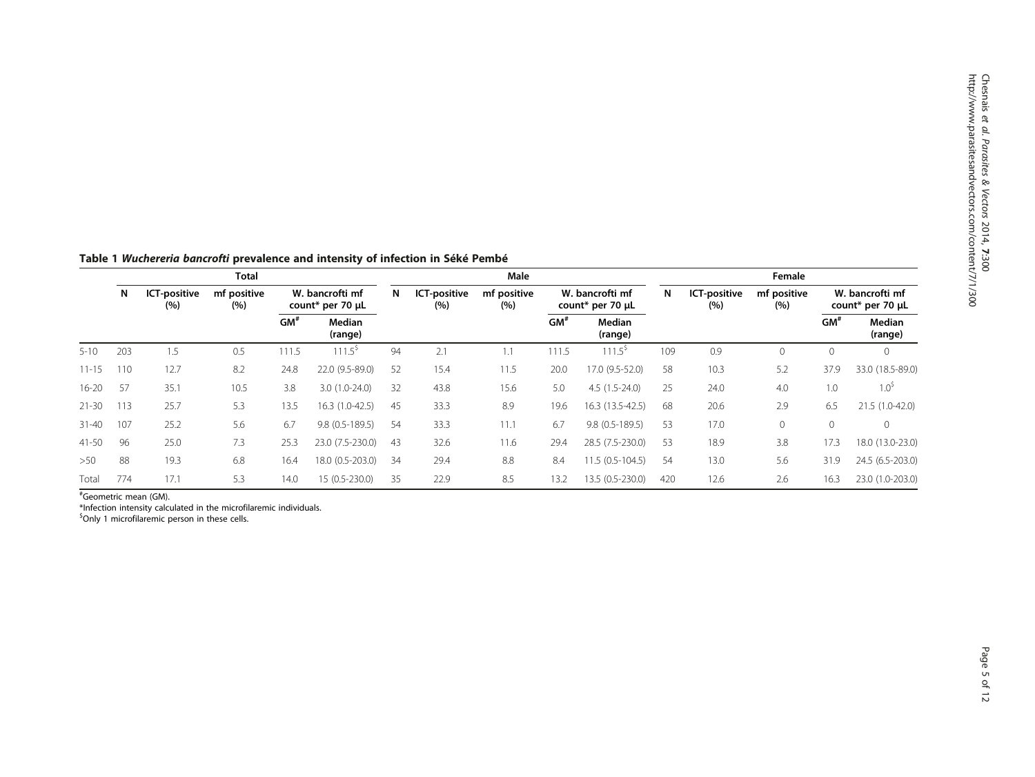**Table 1 *Wuchereria bancrofti* prevalence and intensity of infection in Séké Pembé**

| | Total | | | | | Male | | | | | Female | | | | |
|---|---|---|---|---|---|---|---|---|---|---|---|---|---|---|---|
| | N | ICT-positive (%) | mf positive (%) | W. bancrofti mf count* per 70 µL | | N | ICT-positive (%) | mf positive (%) | W. bancrofti mf count* per 70 µL | | N | ICT-positive (%) | mf positive (%) | W. bancrofti mf count* per 70 µL | |
| | | | | GM[#] | Median (range) | | | | GM[#] | Median (range) | | | | GM[#] | Median (range) |
| 5-10 | 203 | 1.5 | 0.5 | 111.5 | 111.5[$] | 94 | 2.1 | 1.1 | 111.5 | 111.5[$] | 109 | 0.9 | 0 | 0 | 0 |
| 11-15 | 110 | 12.7 | 8.2 | 24.8 | 22.0 (9.5-89.0) | 52 | 15.4 | 11.5 | 20.0 | 17.0 (9.5-52.0) | 58 | 10.3 | 5.2 | 37.9 | 33.0 (18.5-89.0) |
| 16-20 | 57 | 35.1 | 10.5 | 3.8 | 3.0 (1.0-24.0) | 32 | 43.8 | 15.6 | 5.0 | 4.5 (1.5-24.0) | 25 | 24.0 | 4.0 | 1.0 | 1.0[$] |
| 21-30 | 113 | 25.7 | 5.3 | 13.5 | 16.3 (1.0-42.5) | 45 | 33.3 | 8.9 | 19.6 | 16.3 (13.5-42.5) | 68 | 20.6 | 2.9 | 6.5 | 21.5 (1.0-42.0) |
| 31-40 | 107 | 25.2 | 5.6 | 6.7 | 9.8 (0.5-189.5) | 54 | 33.3 | 11.1 | 6.7 | 9.8 (0.5-189.5) | 53 | 17.0 | 0 | 0 | 0 |
| 41-50 | 96 | 25.0 | 7.3 | 25.3 | 23.0 (7.5-230.0) | 43 | 32.6 | 11.6 | 29.4 | 28.5 (7.5-230.0) | 53 | 18.9 | 3.8 | 17.3 | 18.0 (13.0-23.0) |
| >50 | 88 | 19.3 | 6.8 | 16.4 | 18.0 (0.5-203.0) | 34 | 29.4 | 8.8 | 8.4 | 11.5 (0.5-104.5) | 54 | 13.0 | 5.6 | 31.9 | 24.5 (6.5-203.0) |
| Total | 774 | 17.1 | 5.3 | 14.0 | 15 (0.5-230.0) | 35 | 22.9 | 8.5 | 13.2 | 13.5 (0.5-230.0) | 420 | 12.6 | 2.6 | 16.3 | 23.0 (1.0-203.0) |

[#]Geometric mean (GM).

*Infection intensity calculated in the microfilaremic individuals.

[$]Only 1 microfilaremic person in these cells.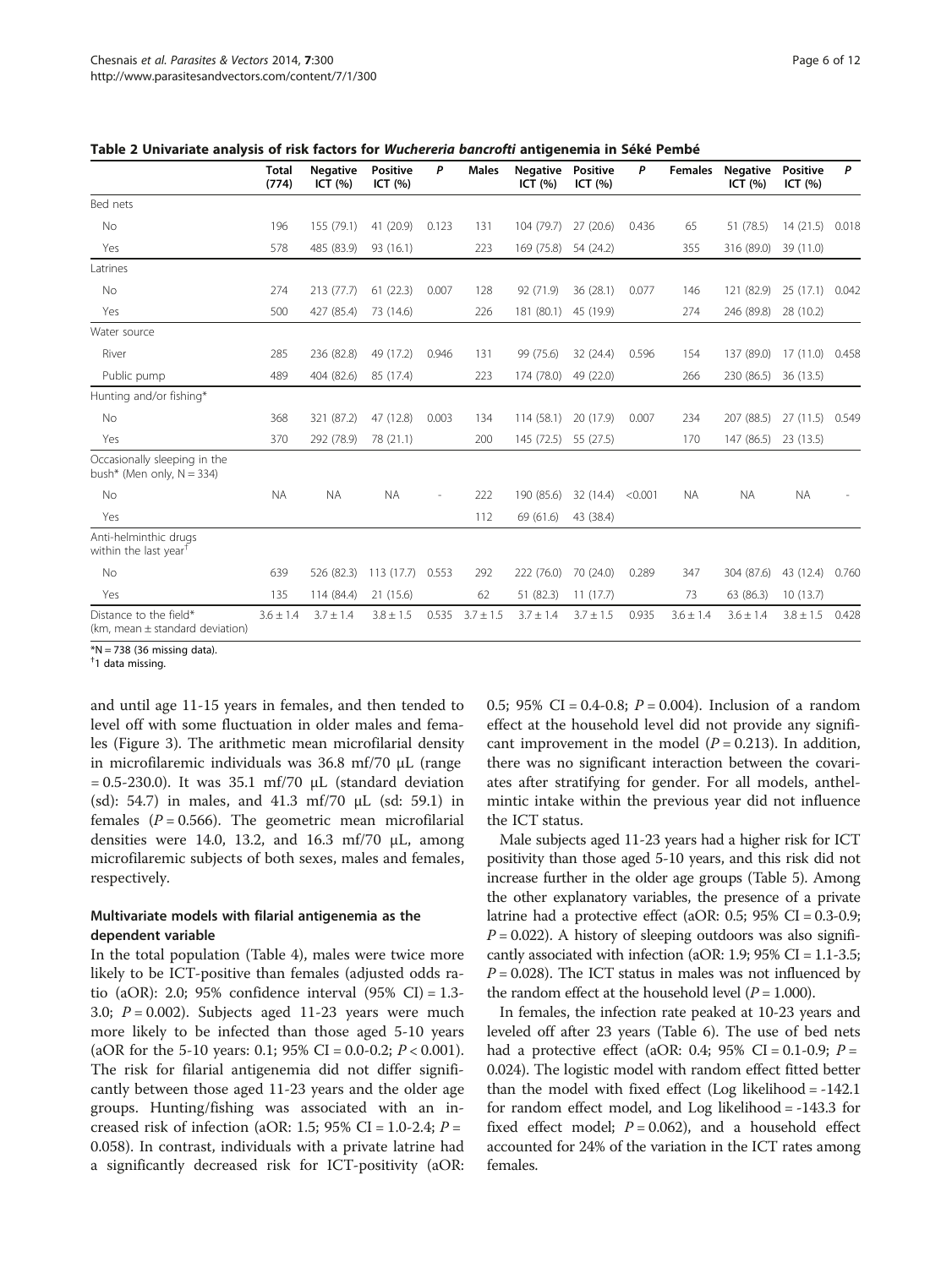**Table 2 Univariate analysis of risk factors for *Wuchereria bancrofti* antigenemia in Séké Pembé**

| | Total (774) | Negative ICT (%) | Positive ICT (%) | *P* | Males | Negative ICT (%) | Positive ICT (%) | *P* | Females | Negative ICT (%) | Positive ICT (%) | *P* |
|---|---|---|---|---|---|---|---|---|---|---|---|---|
| Bed nets | | | | | | | | | | | | |
| No | 196 | 155 (79.1) | 41 (20.9) | 0.123 | 131 | 104 (79.7) | 27 (20.6) | 0.436 | 65 | 51 (78.5) | 14 (21.5) | 0.018 |
| Yes | 578 | 485 (83.9) | 93 (16.1) | | 223 | 169 (75.8) | 54 (24.2) | | 355 | 316 (89.0) | 39 (11.0) | |
| Latrines | | | | | | | | | | | | |
| No | 274 | 213 (77.7) | 61 (22.3) | 0.007 | 128 | 92 (71.9) | 36 (28.1) | 0.077 | 146 | 121 (82.9) | 25 (17.1) | 0.042 |
| Yes | 500 | 427 (85.4) | 73 (14.6) | | 226 | 181 (80.1) | 45 (19.9) | | 274 | 246 (89.8) | 28 (10.2) | |
| Water source | | | | | | | | | | | | |
| River | 285 | 236 (82.8) | 49 (17.2) | 0.946 | 131 | 99 (75.6) | 32 (24.4) | 0.596 | 154 | 137 (89.0) | 17 (11.0) | 0.458 |
| Public pump | 489 | 404 (82.6) | 85 (17.4) | | 223 | 174 (78.0) | 49 (22.0) | | 266 | 230 (86.5) | 36 (13.5) | |
| Hunting and/or fishing* | | | | | | | | | | | | |
| No | 368 | 321 (87.2) | 47 (12.8) | 0.003 | 134 | 114 (58.1) | 20 (17.9) | 0.007 | 234 | 207 (88.5) | 27 (11.5) | 0.549 |
| Yes | 370 | 292 (78.9) | 78 (21.1) | | 200 | 145 (72.5) | 55 (27.5) | | 170 | 147 (86.5) | 23 (13.5) | |
| Occasionally sleeping in the bush* (Men only, N = 334) | | | | | | | | | | | | |
| No | NA | NA | NA | - | 222 | 190 (85.6) | 32 (14.4) | <0.001 | NA | NA | NA | - |
| Yes | | | | | 112 | 69 (61.6) | 43 (38.4) | | | | | |
| Anti-helminthic drugs within the last year[†] | | | | | | | | | | | | |
| No | 639 | 526 (82.3) | 113 (17.7) | 0.553 | 292 | 222 (76.0) | 70 (24.0) | 0.289 | 347 | 304 (87.6) | 43 (12.4) | 0.760 |
| Yes | 135 | 114 (84.4) | 21 (15.6) | | 62 | 51 (82.3) | 11 (17.7) | | 73 | 63 (86.3) | 10 (13.7) | |
| Distance to the field* (km, mean ± standard deviation) | 3.6 ± 1.4 | 3.7 ± 1.4 | 3.8 ± 1.5 | 0.535 | 3.7 ± 1.5 | 3.7 ± 1.4 | 3.7 ± 1.5 | 0.935 | 3.6 ± 1.4 | 3.6 ± 1.4 | 3.8 ± 1.5 | 0.428 |

*N = 738 (36 missing data).
[†]1 data missing.

and until age 11-15 years in females, and then tended to level off with some fluctuation in older males and females (Figure 3). The arithmetic mean microfilarial density in microfilaremic individuals was 36.8 mf/70 μL (range = 0.5-230.0). It was 35.1 mf/70 μL (standard deviation (sd): 54.7) in males, and 41.3 mf/70 μL (sd: 59.1) in females ($P = 0.566$). The geometric mean microfilarial densities were 14.0, 13.2, and 16.3 mf/70 μL, among microfilaremic subjects of both sexes, males and females, respectively.

### Multivariate models with filarial antigenemia as the dependent variable

In the total population (Table 4), males were twice more likely to be ICT-positive than females (adjusted odds ratio (aOR): 2.0; 95% confidence interval (95% CI) = 1.3-3.0; $P = 0.002$). Subjects aged 11-23 years were much more likely to be infected than those aged 5-10 years (aOR for the 5-10 years: 0.1; 95% CI = 0.0-0.2; $P < 0.001$). The risk for filarial antigenemia did not differ significantly between those aged 11-23 years and the older age groups. Hunting/fishing was associated with an increased risk of infection (aOR: 1.5; 95% CI = 1.0-2.4; $P = 0.058$). In contrast, individuals with a private latrine had a significantly decreased risk for ICT-positivity (aOR: 0.5; 95% CI = 0.4-0.8; $P = 0.004$). Inclusion of a random effect at the household level did not provide any significant improvement in the model ($P = 0.213$). In addition, there was no significant interaction between the covariates after stratifying for gender. For all models, anthelmintic intake within the previous year did not influence the ICT status.

Male subjects aged 11-23 years had a higher risk for ICT positivity than those aged 5-10 years, and this risk did not increase further in the older age groups (Table 5). Among the other explanatory variables, the presence of a private latrine had a protective effect (aOR: 0.5; 95% CI = 0.3-0.9; $P = 0.022$). A history of sleeping outdoors was also significantly associated with infection (aOR: 1.9; 95% CI = 1.1-3.5; $P = 0.028$). The ICT status in males was not influenced by the random effect at the household level ($P = 1.000$).

In females, the infection rate peaked at 10-23 years and leveled off after 23 years (Table 6). The use of bed nets had a protective effect (aOR: 0.4; 95% CI = 0.1-0.9; $P = 0.024$). The logistic model with random effect fitted better than the model with fixed effect (Log likelihood = -142.1 for random effect model, and Log likelihood = -143.3 for fixed effect model; $P = 0.062$), and a household effect accounted for 24% of the variation in the ICT rates among females.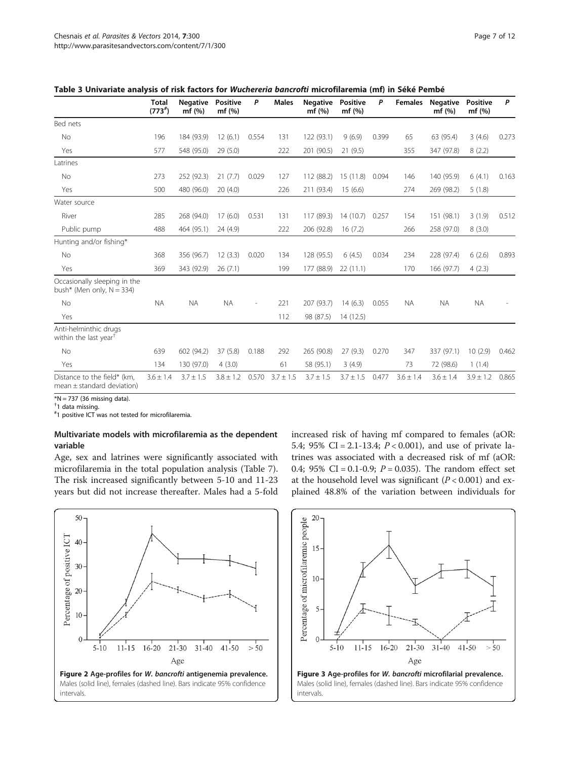**Table 3 Univariate analysis of risk factors for *Wuchereria bancrofti* microfilaremia (mf) in Séké Pembé**

| | Total (773[#]) | Negative mf (%) | Positive mf (%) | P | Males | Negative mf (%) | Positive mf (%) | P | Females | Negative mf (%) | Positive mf (%) | P |
|---|---|---|---|---|---|---|---|---|---|---|---|---|
| Bed nets | | | | | | | | | | | | |
| No | 196 | 184 (93.9) | 12 (6.1) | 0.554 | 131 | 122 (93.1) | 9 (6.9) | 0.399 | 65 | 63 (95.4) | 3 (4.6) | 0.273 |
| Yes | 577 | 548 (95.0) | 29 (5.0) | | 222 | 201 (90.5) | 21 (9.5) | | 355 | 347 (97.8) | 8 (2.2) | |
| Latrines | | | | | | | | | | | | |
| No | 273 | 252 (92.3) | 21 (7.7) | 0.029 | 127 | 112 (88.2) | 15 (11.8) | 0.094 | 146 | 140 (95.9) | 6 (4.1) | 0.163 |
| Yes | 500 | 480 (96.0) | 20 (4.0) | | 226 | 211 (93.4) | 15 (6.6) | | 274 | 269 (98.2) | 5 (1.8) | |
| Water source | | | | | | | | | | | | |
| River | 285 | 268 (94.0) | 17 (6.0) | 0.531 | 131 | 117 (89.3) | 14 (10.7) | 0.257 | 154 | 151 (98.1) | 3 (1.9) | 0.512 |
| Public pump | 488 | 464 (95.1) | 24 (4.9) | | 222 | 206 (92.8) | 16 (7.2) | | 266 | 258 (97.0) | 8 (3.0) | |
| Hunting and/or fishing* | | | | | | | | | | | | |
| No | 368 | 356 (96.7) | 12 (3.3) | 0.020 | 134 | 128 (95.5) | 6 (4.5) | 0.034 | 234 | 228 (97.4) | 6 (2.6) | 0.893 |
| Yes | 369 | 343 (92.9) | 26 (7.1) | | 199 | 177 (88.9) | 22 (11.1) | | 170 | 166 (97.7) | 4 (2.3) | |
| Occasionally sleeping in the bush* (Men only, N = 334) | | | | | | | | | | | | |
| No | NA | NA | NA | - | 221 | 207 (93.7) | 14 (6.3) | 0.055 | NA | NA | NA | - |
| Yes | | | | | 112 | 98 (87.5) | 14 (12.5) | | | | | |
| Anti-helminthic drugs within the last year[†] | | | | | | | | | | | | |
| No | 639 | 602 (94.2) | 37 (5.8) | 0.188 | 292 | 265 (90.8) | 27 (9.3) | 0.270 | 347 | 337 (97.1) | 10 (2.9) | 0.462 |
| Yes | 134 | 130 (97.0) | 4 (3.0) | | 61 | 58 (95.1) | 3 (4.9) | | 73 | 72 (98.6) | 1 (1.4) | |
| Distance to the field* (km, mean ± standard deviation) | 3.6 ± 1.4 | 3.7 ± 1.5 | 3.8 ± 1.2 | 0.570 | 3.7 ± 1.5 | 3.7 ± 1.5 | 3.7 ± 1.5 | 0.477 | 3.6 ± 1.4 | 3.6 ± 1.4 | 3.9 ± 1.2 | 0.865 |

*N = 737 (36 missing data).
[†]1 data missing.
[#]1 positive ICT was not tested for microfilaremia.

### Multivariate models with microfilaremia as the dependent variable

Age, sex and latrines were significantly associated with microfilaremia in the total population analysis (Table 7). The risk increased significantly between 5-10 and 11-23 years but did not increase thereafter. Males had a 5-fold increased risk of having mf compared to females (aOR: 5.4; 95% CI = 2.1-13.4; $P < 0.001$), and use of private latrines was associated with a decreased risk of mf (aOR: 0.4; 95% CI = 0.1-0.9; $P = 0.035$). The random effect set at the household level was significant ($P < 0.001$) and explained 48.8% of the variation between individuals for

**Figure 2 Age-profiles for *W. bancrofti* antigenemia prevalence.** Males (solid line), females (dashed line). Bars indicate 95% confidence intervals.

**Figure 3 Age-profiles for *W. bancrofti* microfilarial prevalence.** Males (solid line), females (dashed line). Bars indicate 95% confidence intervals.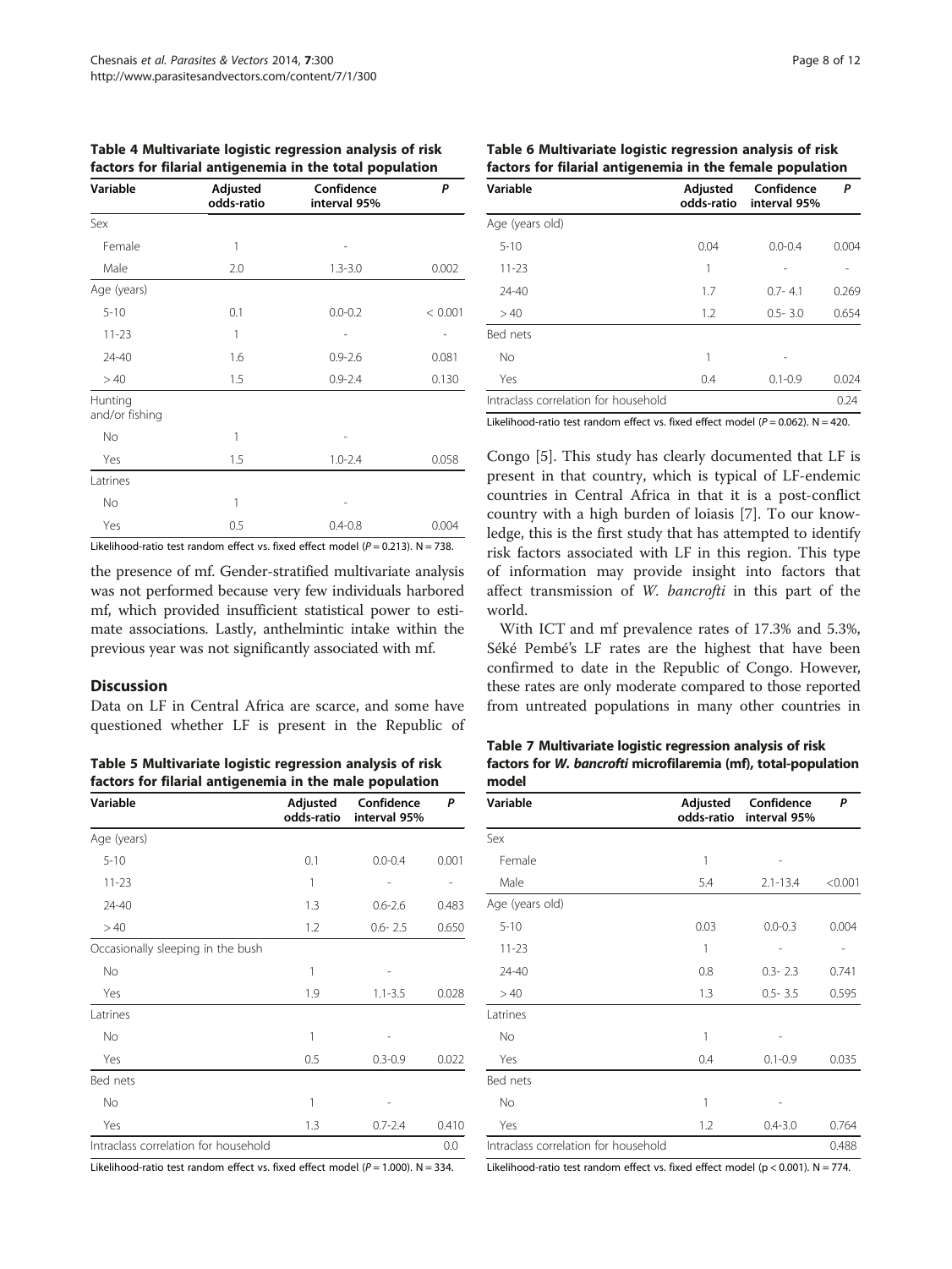**Table 4 Multivariate logistic regression analysis of risk factors for filarial antigenemia in the total population**

| Variable | Adjusted odds-ratio | Confidence interval 95% | P |
|---|---|---|---|
| Sex | | | |
| Female | 1 | - | |
| Male | 2.0 | 1.3-3.0 | 0.002 |
| Age (years) | | | |
| 5-10 | 0.1 | 0.0-0.2 | < 0.001 |
| 11-23 | 1 | - | - |
| 24-40 | 1.6 | 0.9-2.6 | 0.081 |
| > 40 | 1.5 | 0.9-2.4 | 0.130 |
| Hunting and/or fishing | | | |
| No | 1 | - | |
| Yes | 1.5 | 1.0-2.4 | 0.058 |
| Latrines | | | |
| No | 1 | - | |
| Yes | 0.5 | 0.4-0.8 | 0.004 |

Likelihood-ratio test random effect vs. fixed effect model ($P = 0.213$). N = 738.

the presence of mf. Gender-stratified multivariate analysis was not performed because very few individuals harbored mf, which provided insufficient statistical power to estimate associations. Lastly, anthelmintic intake within the previous year was not significantly associated with mf.

## Discussion

Data on LF in Central Africa are scarce, and some have questioned whether LF is present in the Republic of Congo [5]. This study has clearly documented that LF is present in that country, which is typical of LF-endemic countries in Central Africa in that it is a post-conflict country with a high burden of loiasis [7]. To our knowledge, this is the first study that has attempted to identify risk factors associated with LF in this region. This type of information may provide insight into factors that affect transmission of *W. bancrofti* in this part of the world.

With ICT and mf prevalence rates of 17.3% and 5.3%, Séké Pembé's LF rates are the highest that have been confirmed to date in the Republic of Congo. However, these rates are only moderate compared to those reported from untreated populations in many other countries in

**Table 5 Multivariate logistic regression analysis of risk factors for filarial antigenemia in the male population**

| Variable | Adjusted odds-ratio | Confidence interval 95% | P |
|---|---|---|---|
| Age (years) | | | |
| 5-10 | 0.1 | 0.0-0.4 | 0.001 |
| 11-23 | 1 | - | - |
| 24-40 | 1.3 | 0.6-2.6 | 0.483 |
| > 40 | 1.2 | 0.6- 2.5 | 0.650 |
| Occasionally sleeping in the bush | | | |
| No | 1 | - | |
| Yes | 1.9 | 1.1-3.5 | 0.028 |
| Latrines | | | |
| No | 1 | - | |
| Yes | 0.5 | 0.3-0.9 | 0.022 |
| Bed nets | | | |
| No | 1 | - | |
| Yes | 1.3 | 0.7-2.4 | 0.410 |
| Intraclass correlation for household | | | 0.0 |

Likelihood-ratio test random effect vs. fixed effect model ($P = 1.000$). N = 334.

**Table 6 Multivariate logistic regression analysis of risk factors for filarial antigenemia in the female population**

| Variable | Adjusted odds-ratio | Confidence interval 95% | P |
|---|---|---|---|
| Age (years old) | | | |
| 5-10 | 0.04 | 0.0-0.4 | 0.004 |
| 11-23 | 1 | - | - |
| 24-40 | 1.7 | 0.7- 4.1 | 0.269 |
| > 40 | 1.2 | 0.5- 3.0 | 0.654 |
| Bed nets | | | |
| No | 1 | - | |
| Yes | 0.4 | 0.1-0.9 | 0.024 |
| Intraclass correlation for household | | | 0.24 |

Likelihood-ratio test random effect vs. fixed effect model ($P = 0.062$). N = 420.

**Table 7 Multivariate logistic regression analysis of risk factors for *W. bancrofti* microfilaremia (mf), total-population model**

| Variable | Adjusted odds-ratio | Confidence interval 95% | P |
|---|---|---|---|
| Sex | | | |
| Female | 1 | - | |
| Male | 5.4 | 2.1-13.4 | <0.001 |
| Age (years old) | | | |
| 5-10 | 0.03 | 0.0-0.3 | 0.004 |
| 11-23 | 1 | - | - |
| 24-40 | 0.8 | 0.3- 2.3 | 0.741 |
| > 40 | 1.3 | 0.5- 3.5 | 0.595 |
| Latrines | | | |
| No | 1 | - | |
| Yes | 0.4 | 0.1-0.9 | 0.035 |
| Bed nets | | | |
| No | 1 | - | |
| Yes | 1.2 | 0.4-3.0 | 0.764 |
| Intraclass correlation for household | | | 0.488 |

Likelihood-ratio test random effect vs. fixed effect model ($p < 0.001$). N = 774.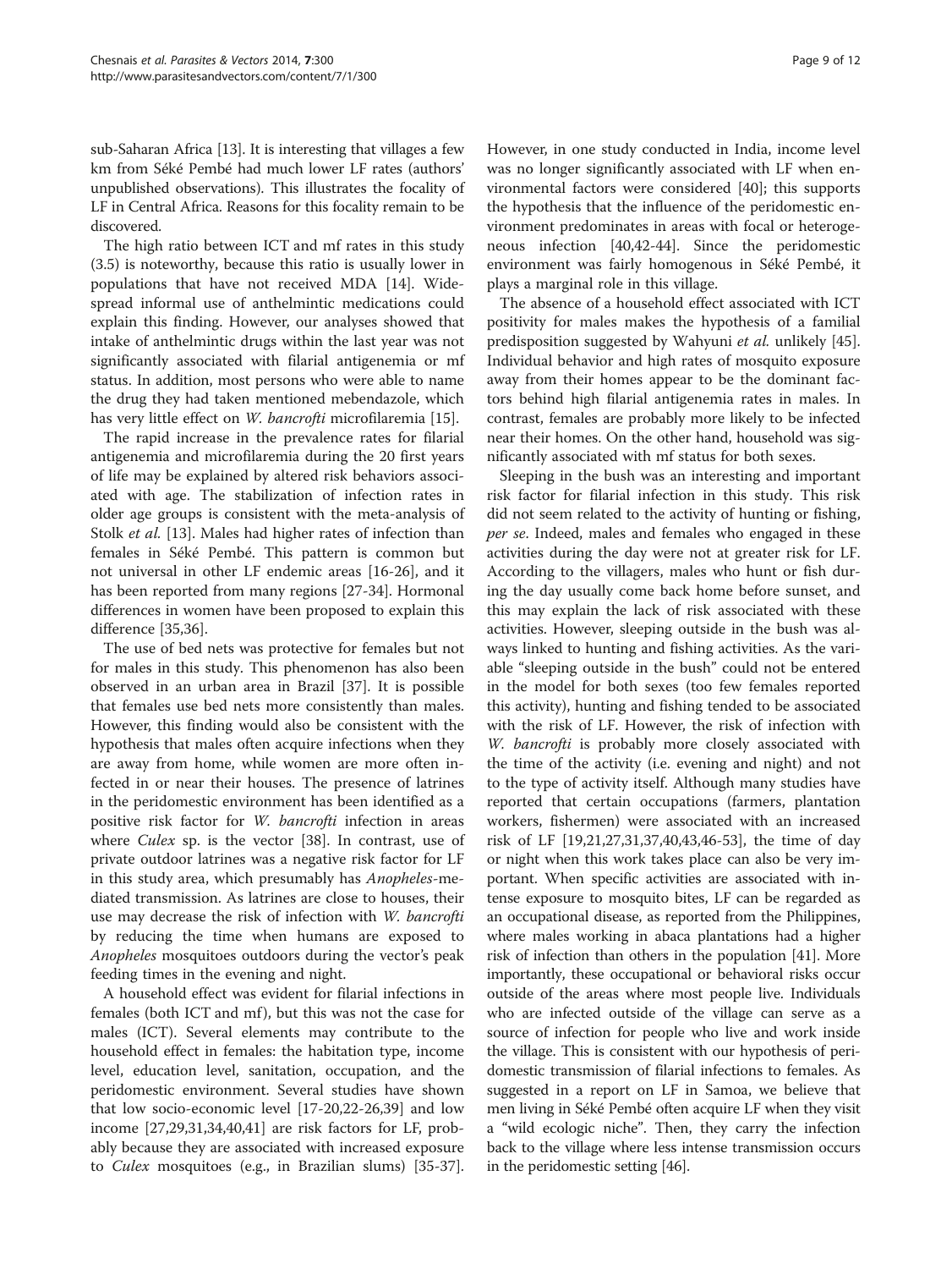sub-Saharan Africa [13]. It is interesting that villages a few km from Séké Pembé had much lower LF rates (authors' unpublished observations). This illustrates the focality of LF in Central Africa. Reasons for this focality remain to be discovered.

The high ratio between ICT and mf rates in this study (3.5) is noteworthy, because this ratio is usually lower in populations that have not received MDA [14]. Widespread informal use of anthelmintic medications could explain this finding. However, our analyses showed that intake of anthelmintic drugs within the last year was not significantly associated with filarial antigenemia or mf status. In addition, most persons who were able to name the drug they had taken mentioned mebendazole, which has very little effect on *W. bancrofti* microfilaremia [15].

The rapid increase in the prevalence rates for filarial antigenemia and microfilaremia during the 20 first years of life may be explained by altered risk behaviors associated with age. The stabilization of infection rates in older age groups is consistent with the meta-analysis of Stolk *et al.* [13]. Males had higher rates of infection than females in Séké Pembé. This pattern is common but not universal in other LF endemic areas [16-26], and it has been reported from many regions [27-34]. Hormonal differences in women have been proposed to explain this difference [35,36].

The use of bed nets was protective for females but not for males in this study. This phenomenon has also been observed in an urban area in Brazil [37]. It is possible that females use bed nets more consistently than males. However, this finding would also be consistent with the hypothesis that males often acquire infections when they are away from home, while women are more often infected in or near their houses. The presence of latrines in the peridomestic environment has been identified as a positive risk factor for *W. bancrofti* infection in areas where *Culex* sp. is the vector [38]. In contrast, use of private outdoor latrines was a negative risk factor for LF in this study area, which presumably has *Anopheles*-mediated transmission. As latrines are close to houses, their use may decrease the risk of infection with *W. bancrofti* by reducing the time when humans are exposed to *Anopheles* mosquitoes outdoors during the vector's peak feeding times in the evening and night.

A household effect was evident for filarial infections in females (both ICT and mf), but this was not the case for males (ICT). Several elements may contribute to the household effect in females: the habitation type, income level, education level, sanitation, occupation, and the peridomestic environment. Several studies have shown that low socio-economic level [17-20,22-26,39] and low income [27,29,31,34,40,41] are risk factors for LF, probably because they are associated with increased exposure to *Culex* mosquitoes (e.g., in Brazilian slums) [35-37]. However, in one study conducted in India, income level was no longer significantly associated with LF when environmental factors were considered [40]; this supports the hypothesis that the influence of the peridomestic environment predominates in areas with focal or heterogeneous infection [40,42-44]. Since the peridomestic environment was fairly homogenous in Séké Pembé, it plays a marginal role in this village.

The absence of a household effect associated with ICT positivity for males makes the hypothesis of a familial predisposition suggested by Wahyuni *et al.* unlikely [45]. Individual behavior and high rates of mosquito exposure away from their homes appear to be the dominant factors behind high filarial antigenemia rates in males. In contrast, females are probably more likely to be infected near their homes. On the other hand, household was significantly associated with mf status for both sexes.

Sleeping in the bush was an interesting and important risk factor for filarial infection in this study. This risk did not seem related to the activity of hunting or fishing, *per se*. Indeed, males and females who engaged in these activities during the day were not at greater risk for LF. According to the villagers, males who hunt or fish during the day usually come back home before sunset, and this may explain the lack of risk associated with these activities. However, sleeping outside in the bush was always linked to hunting and fishing activities. As the variable "sleeping outside in the bush" could not be entered in the model for both sexes (too few females reported this activity), hunting and fishing tended to be associated with the risk of LF. However, the risk of infection with *W. bancrofti* is probably more closely associated with the time of the activity (i.e. evening and night) and not to the type of activity itself. Although many studies have reported that certain occupations (farmers, plantation workers, fishermen) were associated with an increased risk of LF [19,21,27,31,37,40,43,46-53], the time of day or night when this work takes place can also be very important. When specific activities are associated with intense exposure to mosquito bites, LF can be regarded as an occupational disease, as reported from the Philippines, where males working in abaca plantations had a higher risk of infection than others in the population [41]. More importantly, these occupational or behavioral risks occur outside of the areas where most people live. Individuals who are infected outside of the village can serve as a source of infection for people who live and work inside the village. This is consistent with our hypothesis of peridomestic transmission of filarial infections to females. As suggested in a report on LF in Samoa, we believe that men living in Séké Pembé often acquire LF when they visit a "wild ecologic niche". Then, they carry the infection back to the village where less intense transmission occurs in the peridomestic setting [46].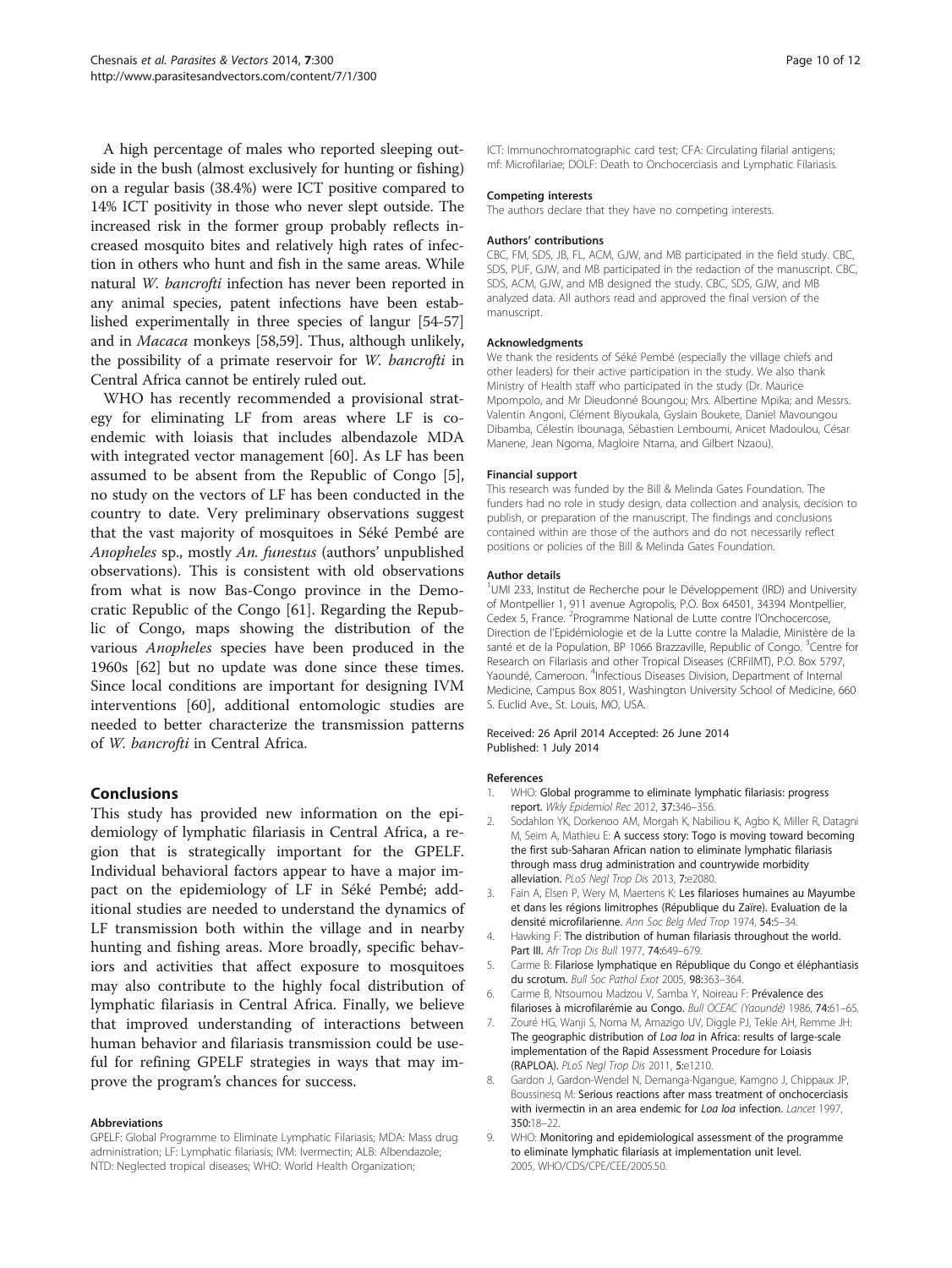A high percentage of males who reported sleeping outside in the bush (almost exclusively for hunting or fishing) on a regular basis (38.4%) were ICT positive compared to 14% ICT positivity in those who never slept outside. The increased risk in the former group probably reflects increased mosquito bites and relatively high rates of infection in others who hunt and fish in the same areas. While natural *W. bancrofti* infection has never been reported in any animal species, patent infections have been established experimentally in three species of langur [54-57] and in *Macaca* monkeys [58,59]. Thus, although unlikely, the possibility of a primate reservoir for *W. bancrofti* in Central Africa cannot be entirely ruled out.

WHO has recently recommended a provisional strategy for eliminating LF from areas where LF is co-endemic with loiasis that includes albendazole MDA with integrated vector management [60]. As LF has been assumed to be absent from the Republic of Congo [5], no study on the vectors of LF has been conducted in the country to date. Very preliminary observations suggest that the vast majority of mosquitoes in Séké Pembé are *Anopheles* sp., mostly *An. funestus* (authors' unpublished observations). This is consistent with old observations from what is now Bas-Congo province in the Democratic Republic of the Congo [61]. Regarding the Republic of Congo, maps showing the distribution of the various *Anopheles* species have been produced in the 1960s [62] but no update was done since these times. Since local conditions are important for designing IVM interventions [60], additional entomologic studies are needed to better characterize the transmission patterns of *W. bancrofti* in Central Africa.

## Conclusions

This study has provided new information on the epidemiology of lymphatic filariasis in Central Africa, a region that is strategically important for the GPELF. Individual behavioral factors appear to have a major impact on the epidemiology of LF in Séké Pembé; additional studies are needed to understand the dynamics of LF transmission both within the village and in nearby hunting and fishing areas. More broadly, specific behaviors and activities that affect exposure to mosquitoes may also contribute to the highly focal distribution of lymphatic filariasis in Central Africa. Finally, we believe that improved understanding of interactions between human behavior and filariasis transmission could be useful for refining GPELF strategies in ways that may improve the program's chances for success.

#### Abbreviations

GPELF: Global Programme to Eliminate Lymphatic Filariasis; MDA: Mass drug administration; LF: Lymphatic filariasis; IVM: Ivermectin; ALB: Albendazole; NTD: Neglected tropical diseases; WHO: World Health Organization; ICT: Immunochromatographic card test; CFA: Circulating filarial antigens; mf: Microfilariae; DOLF: Death to Onchocerciasis and Lymphatic Filariasis.

#### Competing interests

The authors declare that they have no competing interests.

#### Authors' contributions

CBC, FM, SDS, JB, FL, ACM, GJW, and MB participated in the field study. CBC, SDS, PUF, GJW, and MB participated in the redaction of the manuscript. CBC, SDS, ACM, GJW, and MB designed the study. CBC, SDS, GJW, and MB analyzed data. All authors read and approved the final version of the manuscript.

#### Acknowledgments

We thank the residents of Séké Pembé (especially the village chiefs and other leaders) for their active participation in the study. We also thank Ministry of Health staff who participated in the study (Dr. Maurice Mpompolo, and Mr Dieudonné Boungou; Mrs. Albertine Mpika; and Messrs. Valentin Angoni, Clément Biyoukala, Gyslain Boukete, Daniel Mavoungou Dibamba, Célestin Ibounaga, Sébastien Lemboumi, Anicet Madoulou, César Manene, Jean Ngoma, Magloire Ntama, and Gilbert Nzaou).

#### Financial support

This research was funded by the Bill & Melinda Gates Foundation. The funders had no role in study design, data collection and analysis, decision to publish, or preparation of the manuscript. The findings and conclusions contained within are those of the authors and do not necessarily reflect positions or policies of the Bill & Melinda Gates Foundation.

#### Author details

[1]UMI 233, Institut de Recherche pour le Développement (IRD) and University of Montpellier 1, 911 avenue Agropolis, P.O. Box 64501, 34394 Montpellier, Cedex 5, France. [2]Programme National de Lutte contre l'Onchocercose, Direction de l'Epidémiologie et de la Lutte contre la Maladie, Ministère de la santé et de la Population, BP 1066 Brazzaville, Republic of Congo. [3]Centre for Research on Filariasis and other Tropical Diseases (CRFilMT), P.O. Box 5797, Yaoundé, Cameroon. [4]Infectious Diseases Division, Department of Internal Medicine, Campus Box 8051, Washington University School of Medicine, 660 S. Euclid Ave., St. Louis, MO, USA.

Received: 26 April 2014 Accepted: 26 June 2014
Published: 1 July 2014

#### References

1. WHO: **Global programme to eliminate lymphatic filariasis: progress report.** *Wkly Epidemiol Rec* 2012, **37:**346–356.
2. Sodahlon YK, Dorkenoo AM, Morgah K, Nabiliou K, Agbo K, Miller R, Datagni M, Seim A, Mathieu E: **A success story: Togo is moving toward becoming the first sub-Saharan African nation to eliminate lymphatic filariasis through mass drug administration and countrywide morbidity alleviation.** *PLoS Negl Trop Dis* 2013, **7:**e2080.
3. Fain A, Elsen P, Wery M, Maertens K: **Les filarioses humaines au Mayumbe et dans les régions limitrophes (République du Zaïre). Evaluation de la densité microfilarienne.** *Ann Soc Belg Med Trop* 1974, **54:**5–34.
4. Hawking F: **The distribution of human filariasis throughout the world. Part III.** *Afr Trop Dis Bull* 1977, **74:**649–679.
5. Carme B: **Filariose lymphatique en République du Congo et éléphantiasis du scrotum.** *Bull Soc Pathol Exot* 2005, **98:**363–364.
6. Carme B, Ntsoumou Madzou V, Samba Y, Noireau F: **Prévalence des filarioses à microfilarémie au Congo.** *Bull OCEAC (Yaoundé)* 1986, **74:**61–65.
7. Zouré HG, Wanji S, Noma M, Amazigo UV, Diggle PJ, Tekle AH, Remme JH: **The geographic distribution of *Loa loa* in Africa: results of large-scale implementation of the Rapid Assessment Procedure for Loiasis (RAPLOA).** *PLoS Negl Trop Dis* 2011, **5:**e1210.
8. Gardon J, Gardon-Wendel N, Demanga-Ngangue, Kamgno J, Chippaux JP, Boussinesq M: **Serious reactions after mass treatment of onchocerciasis with ivermectin in an area endemic for *Loa loa* infection.** *Lancet* 1997, **350:**18–22.
9. WHO: **Monitoring and epidemiological assessment of the programme to eliminate lymphatic filariasis at implementation unit level.** 2005, WHO/CDS/CPE/CEE/2005.50.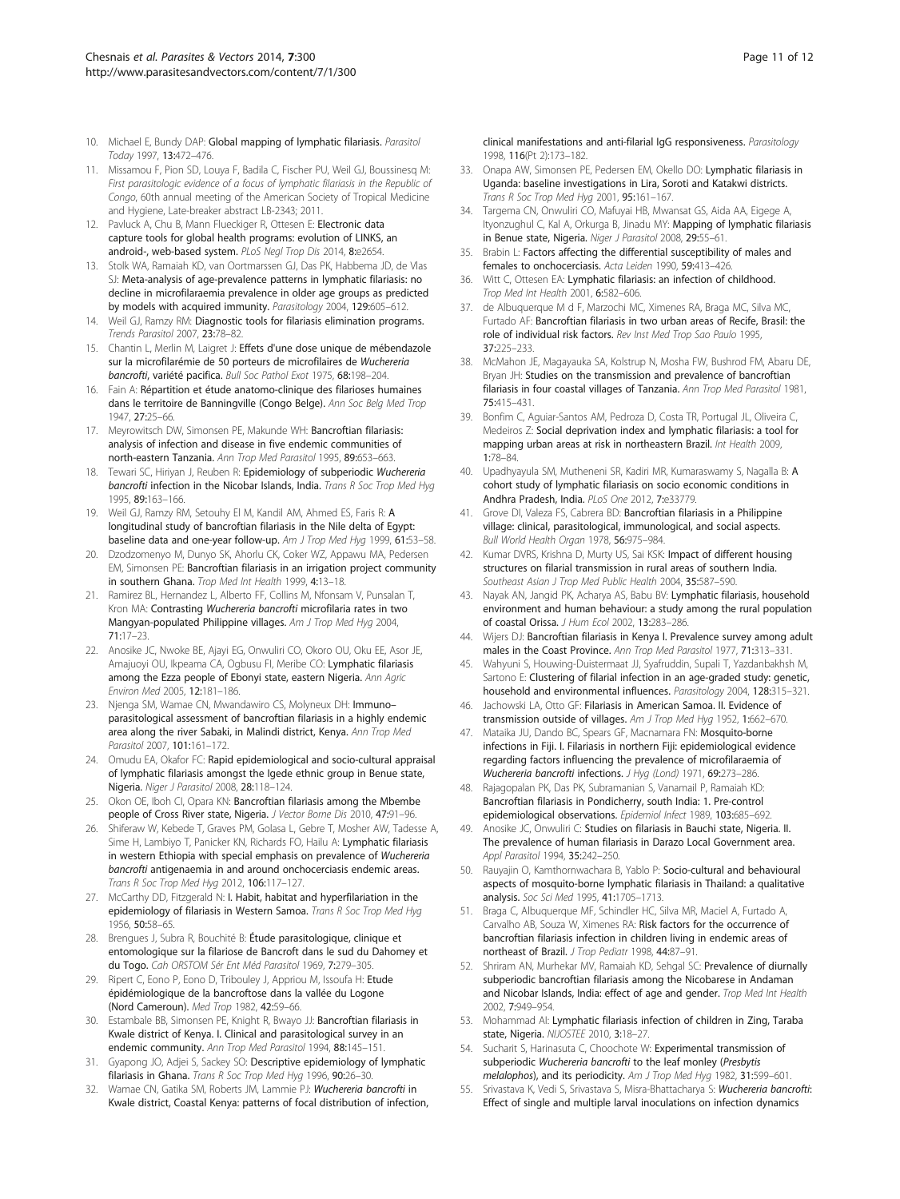10. Michael E, Bundy DAP: **Global mapping of lymphatic filariasis.** *Parasitol Today* 1997, **13**:472–476.
11. Missamou F, Pion SD, Louya F, Badila C, Fischer PU, Weil GJ, Boussinesq M: *First parasitologic evidence of a focus of lymphatic filariasis in the Republic of Congo*, 60th annual meeting of the American Society of Tropical Medicine and Hygiene, Late-breaker abstract LB-2343; 2011.
12. Pavluck A, Chu B, Mann Flueckiger R, Ottesen E: **Electronic data capture tools for global health programs: evolution of LINKS, an android-, web-based system.** *PLoS Negl Trop Dis* 2014, **8**:e2654.
13. Stolk WA, Ramaiah KD, van Oortmarssen GJ, Das PK, Habbema JD, de Vlas SJ: **Meta-analysis of age-prevalence patterns in lymphatic filariasis: no decline in microfilaraemia prevalence in older age groups as predicted by models with acquired immunity.** *Parasitology* 2004, **129**:605–612.
14. Weil GJ, Ramzy RM: **Diagnostic tools for filariasis elimination programs.** *Trends Parasitol* 2007, **23**:78–82.
15. Chantin L, Merlin M, Laigret J: **Effets d'une dose unique de mébendazole sur la microfilarémie de 50 porteurs de microfilaires de *Wuchereria bancrofti*, variété pacifica.** *Bull Soc Pathol Exot* 1975, **68**:198–204.
16. Fain A: **Répartition et étude anatomo-clinique des filarioses humaines dans le territoire de Banningville (Congo Belge).** *Ann Soc Belg Med Trop* 1947, **27**:25–66.
17. Meyrowitsch DW, Simonsen PE, Makunde WH: **Bancroftian filariasis: analysis of infection and disease in five endemic communities of north-eastern Tanzania.** *Ann Trop Med Parasitol* 1995, **89**:653–663.
18. Tewari SC, Hiriyan J, Reuben R: **Epidemiology of subperiodic *Wuchereria bancrofti* infection in the Nicobar Islands, India.** *Trans R Soc Trop Med Hyg* 1995, **89**:163–166.
19. Weil GJ, Ramzy RM, Setouhy El M, Kandil AM, Ahmed ES, Faris R: **A longitudinal study of bancroftian filariasis in the Nile delta of Egypt: baseline data and one-year follow-up.** *Am J Trop Med Hyg* 1999, **61**:53–58.
20. Dzodzomenyo M, Dunyo SK, Ahorlu CK, Coker WZ, Appawu MA, Pedersen EM, Simonsen PE: **Bancroftian filariasis in an irrigation project community in southern Ghana.** *Trop Med Int Health* 1999, **4**:13–18.
21. Ramirez BL, Hernandez L, Alberto FF, Collins M, Nfonsam V, Punsalan T, Kron MA: **Contrasting *Wuchereria bancrofti* microfilaria rates in two Mangyan-populated Philippine villages.** *Am J Trop Med Hyg* 2004, **71**:17–23.
22. Anosike JC, Nwoke BE, Ajayi EG, Onwuliri CO, Okoro OU, Oku EE, Asor JE, Amajuoyi OU, Ikpeama CA, Ogbusu FI, Meribe CO: **Lymphatic filariasis among the Ezza people of Ebonyi state, eastern Nigeria.** *Ann Agric Environ Med* 2005, **12**:181–186.
23. Njenga SM, Wamae CN, Mwandawiro CS, Molyneux DH: **Immuno–parasitological assessment of bancroftian filariasis in a highly endemic area along the river Sabaki, in Malindi district, Kenya.** *Ann Trop Med Parasitol* 2007, **101**:161–172.
24. Omudu EA, Okafor FC: **Rapid epidemiological and socio-cultural appraisal of lymphatic filariasis amongst the Igede ethnic group in Benue state, Nigeria.** *Niger J Parasitol* 2008, **28**:118–124.
25. Okon OE, Iboh CI, Opara KN: **Bancroftian filariasis among the Mbembe people of Cross River state, Nigeria.** *J Vector Borne Dis* 2010, **47**:91–96.
26. Shiferaw W, Kebede T, Graves PM, Golasa L, Gebre T, Mosher AW, Tadesse A, Sime H, Lambiyo T, Panicker KN, Richards FO, Hailu A: **Lymphatic filariasis in western Ethiopia with special emphasis on prevalence of *Wuchereria bancrofti* antigenaemia in and around onchocerciasis endemic areas.** *Trans R Soc Trop Med Hyg* 2012, **106**:117–127.
27. McCarthy DD, Fitzgerald N: **I. Habit, habitat and hyperfilariation in the epidemiology of filariasis in Western Samoa.** *Trans R Soc Trop Med Hyg* 1956, **50**:58–65.
28. Brengues J, Subra R, Bouchité B: **Étude parasitologique, clinique et entomologique sur la filariose de Bancroft dans le sud du Dahomey et du Togo.** *Cah ORSTOM Sér Ent Méd Parasitol* 1969, **7**:279–305.
29. Ripert C, Eono P, Eono D, Tribouley J, Appriou M, Issoufa H: **Etude épidémiologique de la bancroftose dans la vallée du Logone (Nord Cameroun).** *Med Trop* 1982, **42**:59–66.
30. Estambale BB, Simonsen PE, Knight R, Bwayo JJ: **Bancroftian filariasis in Kwale district of Kenya. I. Clinical and parasitological survey in an endemic community.** *Ann Trop Med Parasitol* 1994, **88**:145–151.
31. Gyapong JO, Adjei S, Sackey SO: **Descriptive epidemiology of lymphatic filariasis in Ghana.** *Trans R Soc Trop Med Hyg* 1996, **90**:26–30.
32. Wamae CN, Gatika SM, Roberts JM, Lammie PJ: ***Wuchereria bancrofti* in Kwale district, Coastal Kenya: patterns of focal distribution of infection, clinical manifestations and anti-filarial IgG responsiveness.** *Parasitology* 1998, **116**(Pt 2):173–182.
33. Onapa AW, Simonsen PE, Pedersen EM, Okello DO: **Lymphatic filariasis in Uganda: baseline investigations in Lira, Soroti and Katakwi districts.** *Trans R Soc Trop Med Hyg* 2001, **95**:161–167.
34. Targema CN, Onwuliri CO, Mafuyai HB, Mwansat GS, Aida AA, Eigege A, Ityonzughul C, Kal A, Orkurga B, Jinadu MY: **Mapping of lymphatic filariasis in Benue state, Nigeria.** *Niger J Parasitol* 2008, **29**:55–61.
35. Brabin L: **Factors affecting the differential susceptibility of males and females to onchocerciasis.** *Acta Leiden* 1990, **59**:413–426.
36. Witt C, Ottesen EA: **Lymphatic filariasis: an infection of childhood.** *Trop Med Int Health* 2001, **6**:582–606.
37. de Albuquerque M d F, Marzochi MC, Ximenes RA, Braga MC, Silva MC, Furtado AF: **Bancroftian filariasis in two urban areas of Recife, Brasil: the role of individual risk factors.** *Rev Inst Med Trop Sao Paulo* 1995, **37**:225–233.
38. McMahon JE, Magayauka SA, Kolstrup N, Mosha FW, Bushrod FM, Abaru DE, Bryan JH: **Studies on the transmission and prevalence of bancroftian filariasis in four coastal villages of Tanzania.** *Ann Trop Med Parasitol* 1981, **75**:415–431.
39. Bonfim C, Aguiar-Santos AM, Pedroza D, Costa TR, Portugal JL, Oliveira C, Medeiros Z: **Social deprivation index and lymphatic filariasis: a tool for mapping urban areas at risk in northeastern Brazil.** *Int Health* 2009, **1**:78–84.
40. Upadhyayula SM, Mutheneni SR, Kadiri MR, Kumaraswamy S, Nagalla B: **A cohort study of lymphatic filariasis on socio economic conditions in Andhra Pradesh, India.** *PLoS One* 2012, **7**:e33779.
41. Grove DI, Valeza FS, Cabrera BD: **Bancroftian filariasis in a Philippine village: clinical, parasitological, immunological, and social aspects.** *Bull World Health Organ* 1978, **56**:975–984.
42. Kumar DVRS, Krishna D, Murty US, Sai KSK: **Impact of different housing structures on filarial transmission in rural areas of southern India.** *Southeast Asian J Trop Med Public Health* 2004, **35**:587–590.
43. Nayak AN, Jangid PK, Acharya AS, Babu BV: **Lymphatic filariasis, household environment and human behaviour: a study among the rural population of coastal Orissa.** *J Hum Ecol* 2002, **13**:283–286.
44. Wijers DJ: **Bancroftian filariasis in Kenya I. Prevalence survey among adult males in the Coast Province.** *Ann Trop Med Parasitol* 1977, **71**:313–331.
45. Wahyuni S, Houwing-Duistermaat JJ, Syafruddin, Supali T, Yazdanbakhsh M, Sartono E: **Clustering of filarial infection in an age-graded study: genetic, household and environmental influences.** *Parasitology* 2004, **128**:315–321.
46. Jachowski LA, Otto GF: **Filariasis in American Samoa. II. Evidence of transmission outside of villages.** *Am J Trop Med Hyg* 1952, **1**:662–670.
47. Mataika JU, Dando BC, Spears GF, Macnamara FN: **Mosquito-borne infections in Fiji. I. Filariasis in northern Fiji: epidemiological evidence regarding factors influencing the prevalence of microfilaraemia of *Wuchereria bancrofti* infections.** *J Hyg (Lond)* 1971, **69**:273–286.
48. Rajagopalan PK, Das PK, Subramanian S, Vanamail P, Ramaiah KD: **Bancroftian filariasis in Pondicherry, south India: 1. Pre-control epidemiological observations.** *Epidemiol Infect* 1989, **103**:685–692.
49. Anosike JC, Onwuliri C: **Studies on filariasis in Bauchi state, Nigeria. II. The prevalence of human filariasis in Darazo Local Government area.** *Appl Parasitol* 1994, **35**:242–250.
50. Rauyajin O, Kamthornwachara B, Yablo P: **Socio-cultural and behavioural aspects of mosquito-borne lymphatic filariasis in Thailand: a qualitative analysis.** *Soc Sci Med* 1995, **41**:1705–1713.
51. Braga C, Albuquerque MF, Schindler HC, Silva MR, Maciel A, Furtado A, Carvalho AB, Souza W, Ximenes RA: **Risk factors for the occurrence of bancroftian filariasis infection in children living in endemic areas of northeast of Brazil.** *J Trop Pediatr* 1998, **44**:87–91.
52. Shriram AN, Murhekar MV, Ramaiah KD, Sehgal SC: **Prevalence of diurnally subperiodic bancroftian filariasis among the Nicobarese in Andaman and Nicobar Islands, India: effect of age and gender.** *Trop Med Int Health* 2002, **7**:949–954.
53. Mohammad AI: **Lymphatic filariasis infection of children in Zing, Taraba state, Nigeria.** *NIJOSTEE* 2010, **3**:18–27.
54. Sucharit S, Harinasuta C, Choochote W: **Experimental transmission of subperiodic *Wuchereria bancrofti* to the leaf monley (*Presbytis melalophos*), and its periodicity.** *Am J Trop Med Hyg* 1982, **31**:599–601.
55. Srivastava K, Vedi S, Srivastava S, Misra-Bhattacharya S: ***Wuchereria bancrofti*: Effect of single and multiple larval inoculations on infection dynamics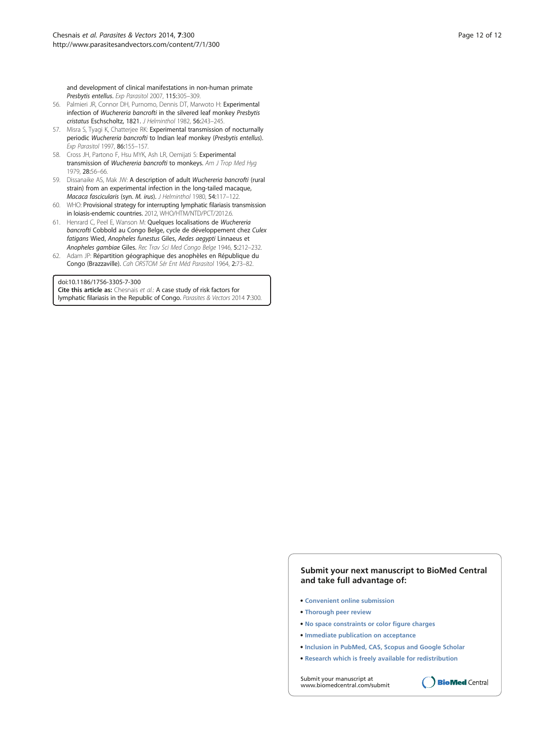and development of clinical manifestations in non-human primate *Presbytis entellus*. *Exp Parasitol* 2007, **115**:305–309.

56. Palmieri JR, Connor DH, Purnomo, Dennis DT, Marwoto H: **Experimental infection of *Wuchereria bancrofti* in the silvered leaf monkey *Presbytis cristatus* Eschscholtz, 1821.** *J Helminthol* 1982, **56**:243–245.
57. Misra S, Tyagi K, Chatterjee RK: **Experimental transmission of nocturnally periodic *Wuchereria bancrofti* to Indian leaf monkey (*Presbytis entellus*).** *Exp Parasitol* 1997, **86**:155–157.
58. Cross JH, Partono F, Hsu MYK, Ash LR, Oemijati S: **Experimental transmission of *Wuchereria bancrofti* to monkeys.** *Am J Trop Med Hyg* 1979, **28**:56–66.
59. Dissanaike AS, Mak JW: **A description of adult *Wuchereria bancrofti* (rural strain) from an experimental infection in the long-tailed macaque, *Macaca fascicularis* (syn. *M. irus*).** *J Helminthol* 1980, **54**:117–122.
60. WHO: **Provisional strategy for interrupting lymphatic filariasis transmission in loiasis-endemic countries.** 2012, WHO/HTM/NTD/PCT/2012.6.
61. Henrard C, Peel E, Wanson M: **Quelques localisations de *Wuchereria bancrofti* Cobbold au Congo Belge, cycle de développement chez *Culex fatigans* Wied, *Anopheles funestus* Giles, *Aedes aegypti* Linnaeus et *Anopheles gambiae* Giles.** *Rec Trav Sci Med Congo Belge* 1946, **5**:212–232.
62. Adam JP: **Répartition géographique des anophèles en République du Congo (Brazzaville).** *Cah ORSTOM Sér Ent Méd Parasitol* 1964, **2**:73–82.

doi:10.1186/1756-3305-7-300
**Cite this article as:** Chesnais *et al.*: A case study of risk factors for lymphatic filariasis in the Republic of Congo. *Parasites & Vectors* 2014 **7**:300.

**Submit your next manuscript to BioMed Central and take full advantage of:**

- **Convenient online submission**
- **Thorough peer review**
- **No space constraints or color figure charges**
- **Immediate publication on acceptance**
- **Inclusion in PubMed, CAS, Scopus and Google Scholar**
- **Research which is freely available for redistribution**

Submit your manuscript at
www.biomedcentral.com/submit

BioMed Central